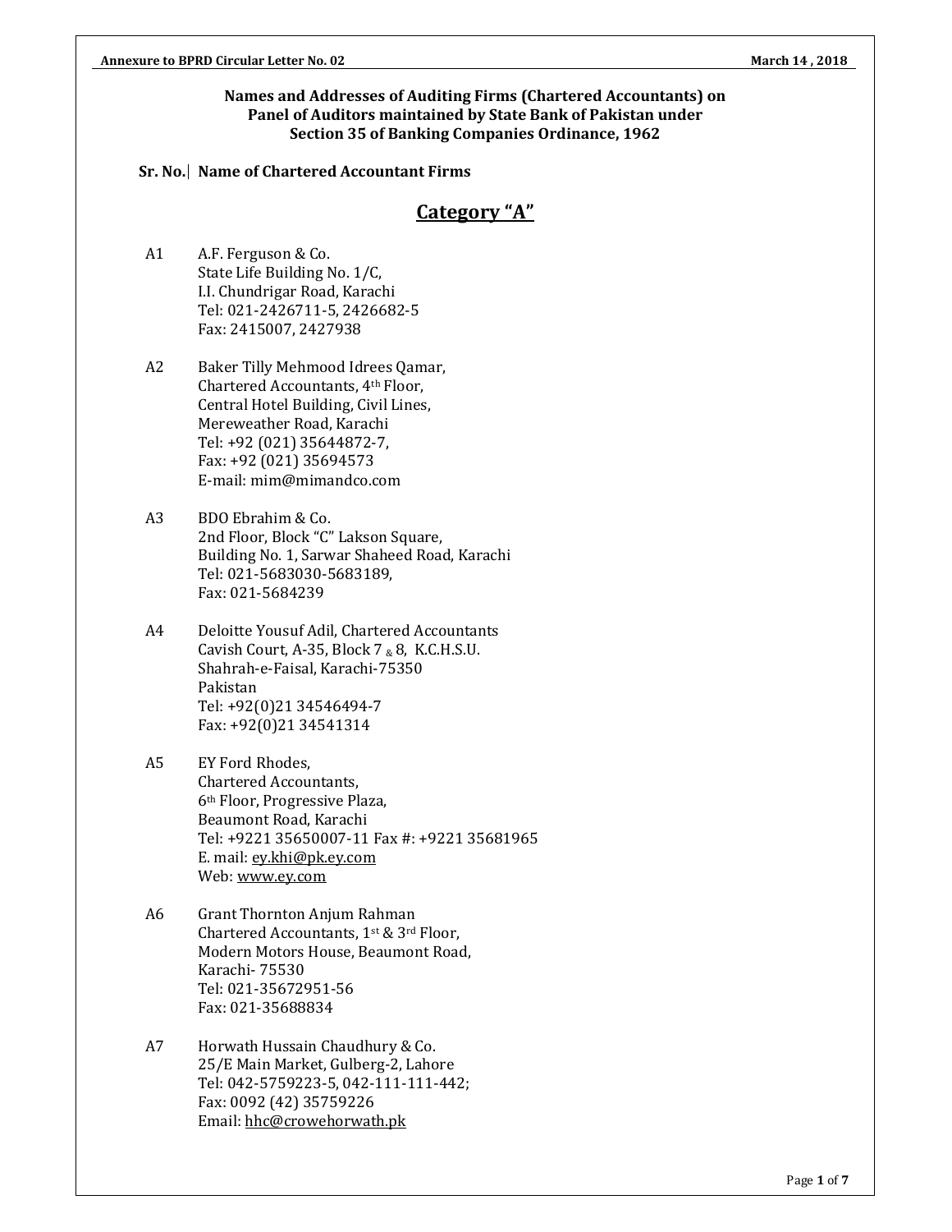**Names and Addresses of Auditing Firms (Chartered Accountants) on Panel of Auditors maintained by State Bank of Pakistan under Section 35 of Banking Companies Ordinance, 1962**

**Sr. No. | Name of Chartered Accountant Firms**

## Category "A"

A1 A.F. Ferguson & Co.
State Life Building No. 1/C,
I.I. Chundrigar Road, Karachi
Tel: 021-2426711-5, 2426682-5
Fax: 2415007, 2427938

A2 Baker Tilly Mehmood Idrees Qamar,
Chartered Accountants, 4th Floor,
Central Hotel Building, Civil Lines,
Mereweather Road, Karachi
Tel: +92 (021) 35644872-7,
Fax: +92 (021) 35694573
E-mail: mim@mimandco.com

A3 BDO Ebrahim & Co.
2nd Floor, Block "C" Lakson Square,
Building No. 1, Sarwar Shaheed Road, Karachi
Tel: 021-5683030-5683189,
Fax: 021-5684239

A4 Deloitte Yousuf Adil, Chartered Accountants
Cavish Court, A-35, Block 7 & 8, K.C.H.S.U.
Shahrah-e-Faisal, Karachi-75350
Pakistan
Tel: +92(0)21 34546494-7
Fax: +92(0)21 34541314

A5 EY Ford Rhodes,
Chartered Accountants,
6th Floor, Progressive Plaza,
Beaumont Road, Karachi
Tel: +9221 35650007-11 Fax #: +9221 35681965
E. mail: ey.khi@pk.ey.com
Web: www.ey.com

A6 Grant Thornton Anjum Rahman
Chartered Accountants, 1st & 3rd Floor,
Modern Motors House, Beaumont Road,
Karachi- 75530
Tel: 021-35672951-56
Fax: 021-35688834

A7 Horwath Hussain Chaudhury & Co.
25/E Main Market, Gulberg-2, Lahore
Tel: 042-5759223-5, 042-111-111-442;
Fax: 0092 (42) 35759226
Email: hhc@crowehorwath.pk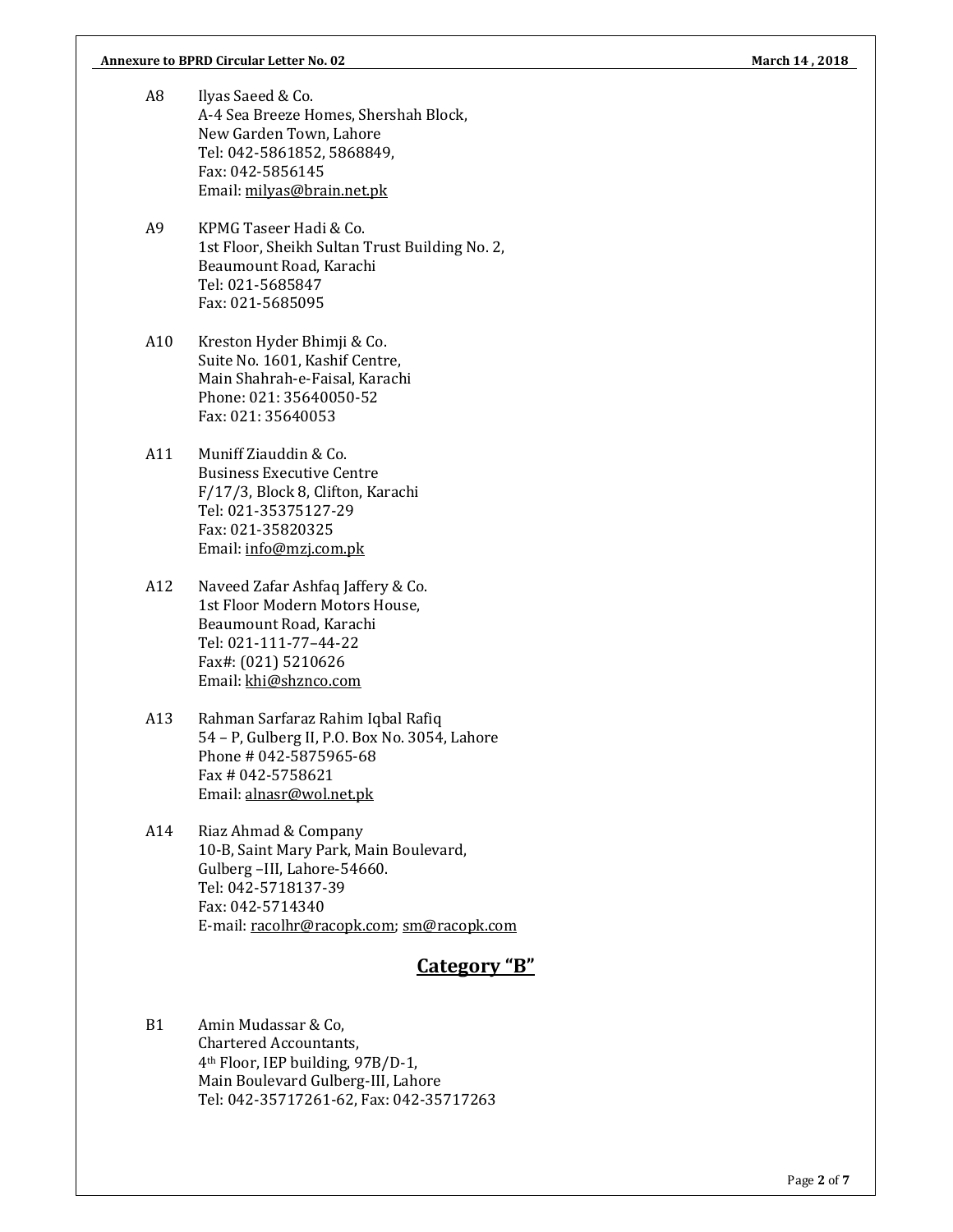A8 Ilyas Saeed & Co.
A-4 Sea Breeze Homes, Shershah Block,
New Garden Town, Lahore
Tel: 042-5861852, 5868849,
Fax: 042-5856145
Email: milyas@brain.net.pk

A9 KPMG Taseer Hadi & Co.
1st Floor, Sheikh Sultan Trust Building No. 2,
Beaumount Road, Karachi
Tel: 021-5685847
Fax: 021-5685095

A10 Kreston Hyder Bhimji & Co.
Suite No. 1601, Kashif Centre,
Main Shahrah-e-Faisal, Karachi
Phone: 021: 35640050-52
Fax: 021: 35640053

A11 Muniff Ziauddin & Co.
Business Executive Centre
F/17/3, Block 8, Clifton, Karachi
Tel: 021-35375127-29
Fax: 021-35820325
Email: info@mzj.com.pk

A12 Naveed Zafar Ashfaq Jaffery & Co.
1st Floor Modern Motors House,
Beaumount Road, Karachi
Tel: 021-111-77–44-22
Fax#: (021) 5210626
Email: khi@shznco.com

A13 Rahman Sarfaraz Rahim Iqbal Rafiq
54 – P, Gulberg II, P.O. Box No. 3054, Lahore
Phone # 042-5875965-68
Fax # 042-5758621
Email: alnasr@wol.net.pk

A14 Riaz Ahmad & Company
10-B, Saint Mary Park, Main Boulevard,
Gulberg –III, Lahore-54660.
Tel: 042-5718137-39
Fax: 042-5714340
E-mail: racolhr@racopk.com; sm@racopk.com

## Category "B"

B1 Amin Mudassar & Co,
Chartered Accountants,
4th Floor, IEP building, 97B/D-1,
Main Boulevard Gulberg-III, Lahore
Tel: 042-35717261-62, Fax: 042-35717263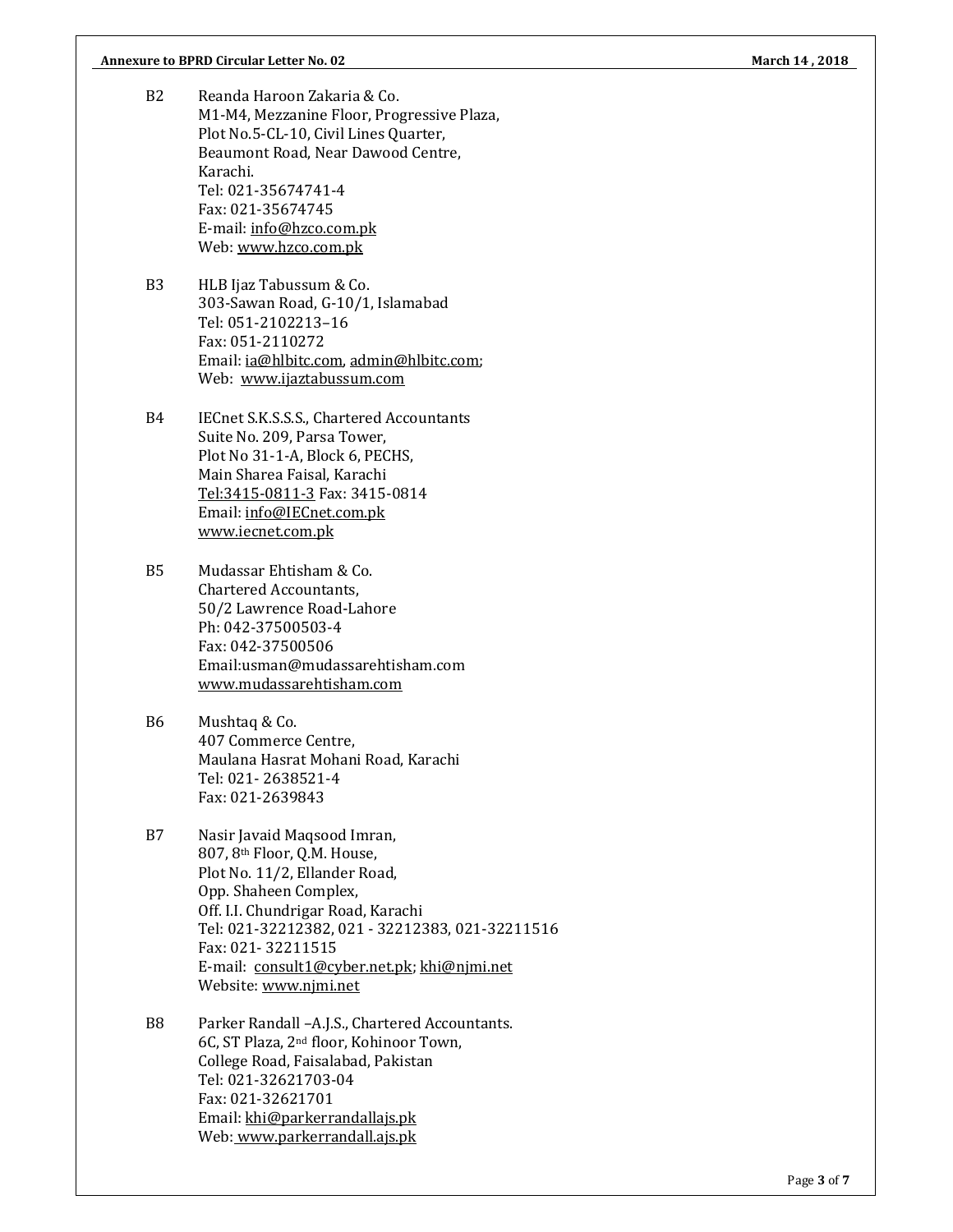B2 Reanda Haroon Zakaria & Co.
M1-M4, Mezzanine Floor, Progressive Plaza,
Plot No.5-CL-10, Civil Lines Quarter,
Beaumont Road, Near Dawood Centre,
Karachi.
Tel: 021-35674741-4
Fax: 021-35674745
E-mail: info@hzco.com.pk
Web: www.hzco.com.pk

B3 HLB Ijaz Tabussum & Co.
303-Sawan Road, G-10/1, Islamabad
Tel: 051-2102213–16
Fax: 051-2110272
Email: ia@hlbitc.com, admin@hlbitc.com;
Web: www.ijaztabussum.com

B4 IECnet S.K.S.S.S., Chartered Accountants
Suite No. 209, Parsa Tower,
Plot No 31-1-A, Block 6, PECHS,
Main Sharea Faisal, Karachi
Tel:3415-0811-3 Fax: 3415-0814
Email: info@IECnet.com.pk
www.iecnet.com.pk

B5 Mudassar Ehtisham & Co.
Chartered Accountants,
50/2 Lawrence Road-Lahore
Ph: 042-37500503-4
Fax: 042-37500506
Email:usman@mudassarehtisham.com
www.mudassarehtisham.com

B6 Mushtaq & Co.
407 Commerce Centre,
Maulana Hasrat Mohani Road, Karachi
Tel: 021- 2638521-4
Fax: 021-2639843

B7 Nasir Javaid Maqsood Imran,
807, 8th Floor, Q.M. House,
Plot No. 11/2, Ellander Road,
Opp. Shaheen Complex,
Off. I.I. Chundrigar Road, Karachi
Tel: 021-32212382, 021 - 32212383, 021-32211516
Fax: 021- 32211515
E-mail: consult1@cyber.net.pk; khi@njmi.net
Website: www.njmi.net

B8 Parker Randall –A.J.S., Chartered Accountants.
6C, ST Plaza, 2nd floor, Kohinoor Town,
College Road, Faisalabad, Pakistan
Tel: 021-32621703-04
Fax: 021-32621701
Email: khi@parkerrandallajs.pk
Web: www.parkerrandall.ajs.pk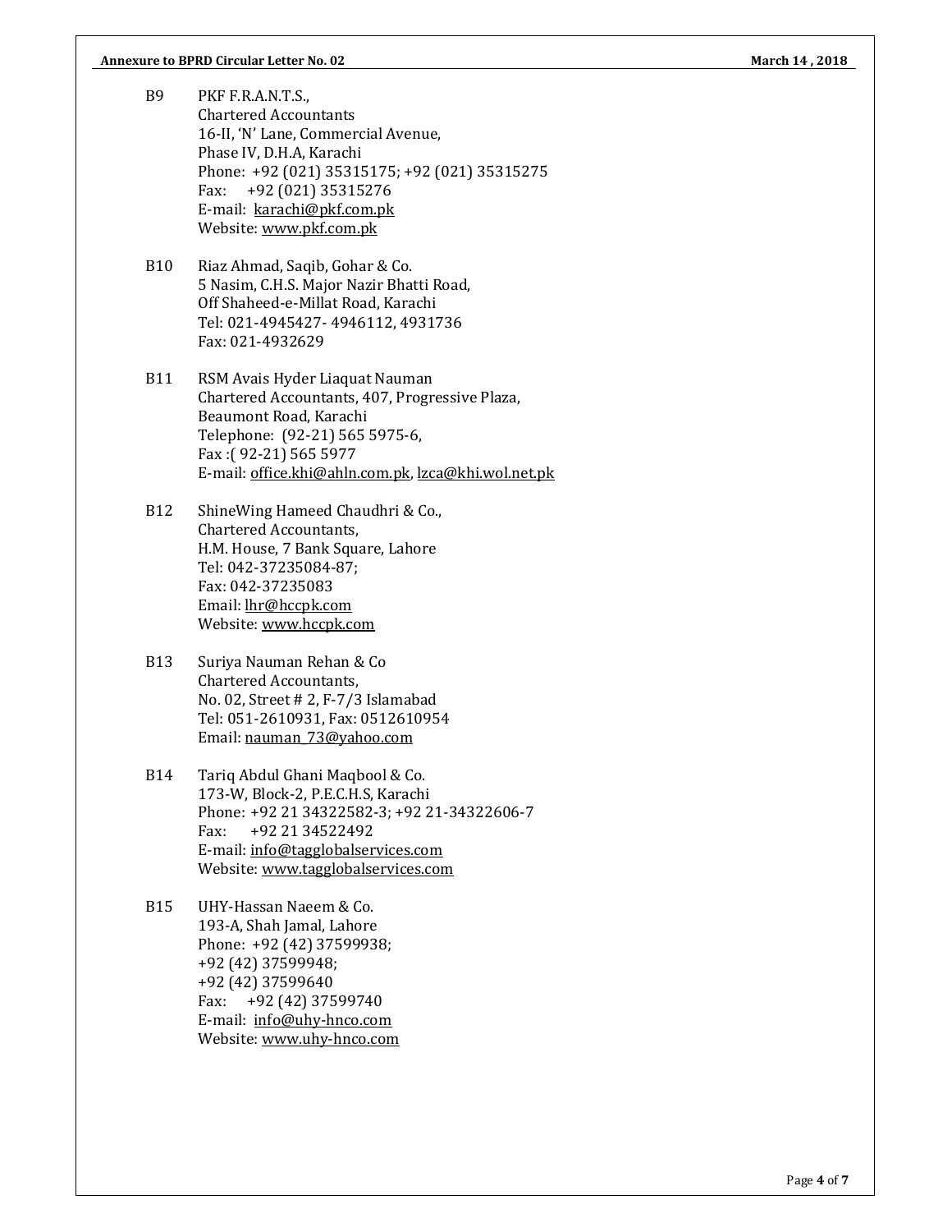B9 PKF F.R.A.N.T.S.,
Chartered Accountants
16-II, 'N' Lane, Commercial Avenue,
Phase IV, D.H.A, Karachi
Phone: +92 (021) 35315175; +92 (021) 35315275
Fax: +92 (021) 35315276
E-mail: karachi@pkf.com.pk
Website: www.pkf.com.pk

B10 Riaz Ahmad, Saqib, Gohar & Co.
5 Nasim, C.H.S. Major Nazir Bhatti Road,
Off Shaheed-e-Millat Road, Karachi
Tel: 021-4945427- 4946112, 4931736
Fax: 021-4932629

B11 RSM Avais Hyder Liaquat Nauman
Chartered Accountants, 407, Progressive Plaza,
Beaumont Road, Karachi
Telephone: (92-21) 565 5975-6,
Fax :( 92-21) 565 5977
E-mail: office.khi@ahln.com.pk, lzca@khi.wol.net.pk

B12 ShineWing Hameed Chaudhri & Co.,
Chartered Accountants,
H.M. House, 7 Bank Square, Lahore
Tel: 042-37235084-87;
Fax: 042-37235083
Email: lhr@hccpk.com
Website: www.hccpk.com

B13 Suriya Nauman Rehan & Co
Chartered Accountants,
No. 02, Street # 2, F-7/3 Islamabad
Tel: 051-2610931, Fax: 0512610954
Email: nauman_73@yahoo.com

B14 Tariq Abdul Ghani Maqbool & Co.
173-W, Block-2, P.E.C.H.S, Karachi
Phone: +92 21 34322582-3; +92 21-34322606-7
Fax: +92 21 34522492
E-mail: info@tagglobalservices.com
Website: www.tagglobalservices.com

B15 UHY-Hassan Naeem & Co.
193-A, Shah Jamal, Lahore
Phone: +92 (42) 37599938;
+92 (42) 37599948;
+92 (42) 37599640
Fax: +92 (42) 37599740
E-mail: info@uhy-hnco.com
Website: www.uhy-hnco.com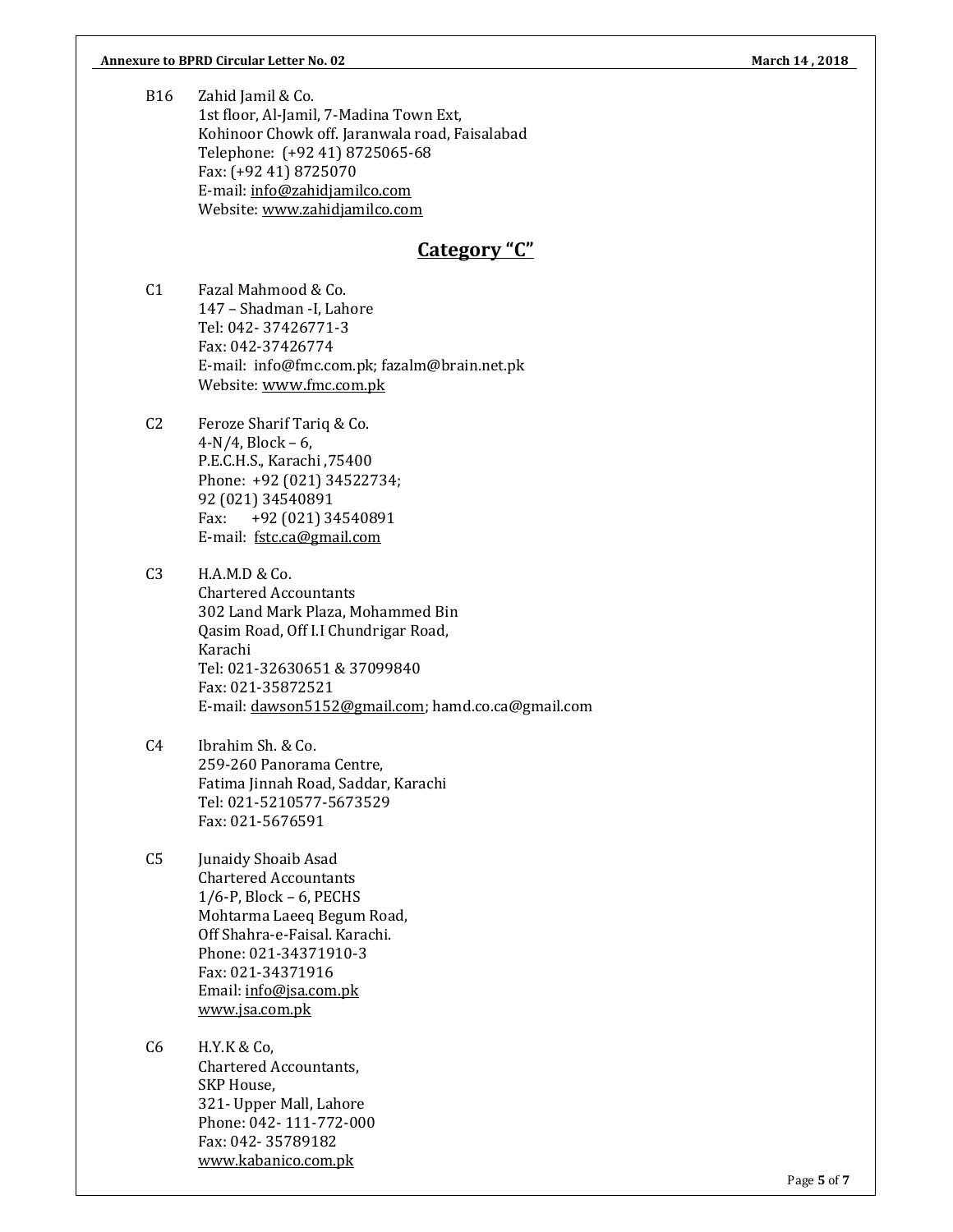B16 Zahid Jamil & Co.
1st floor, Al-Jamil, 7-Madina Town Ext,
Kohinoor Chowk off. Jaranwala road, Faisalabad
Telephone: (+92 41) 8725065-68
Fax: (+92 41) 8725070
E-mail: info@zahidjamilco.com
Website: www.zahidjamilco.com

## Category "C"

C1 Fazal Mahmood & Co.
147 – Shadman -I, Lahore
Tel: 042- 37426771-3
Fax: 042-37426774
E-mail: info@fmc.com.pk; fazalm@brain.net.pk
Website: www.fmc.com.pk

C2 Feroze Sharif Tariq & Co.
4-N/4, Block – 6,
P.E.C.H.S., Karachi ,75400
Phone: +92 (021) 34522734;
92 (021) 34540891
Fax: +92 (021) 34540891
E-mail: fstc.ca@gmail.com

C3 H.A.M.D & Co.
Chartered Accountants
302 Land Mark Plaza, Mohammed Bin
Qasim Road, Off I.I Chundrigar Road,
Karachi
Tel: 021-32630651 & 37099840
Fax: 021-35872521
E-mail: dawson5152@gmail.com; hamd.co.ca@gmail.com

C4 Ibrahim Sh. & Co.
259-260 Panorama Centre,
Fatima Jinnah Road, Saddar, Karachi
Tel: 021-5210577-5673529
Fax: 021-5676591

C5 Junaidy Shoaib Asad
Chartered Accountants
1/6-P, Block – 6, PECHS
Mohtarma Laeeq Begum Road,
Off Shahra-e-Faisal. Karachi.
Phone: 021-34371910-3
Fax: 021-34371916
Email: info@jsa.com.pk
www.jsa.com.pk

C6 H.Y.K & Co,
Chartered Accountants,
SKP House,
321- Upper Mall, Lahore
Phone: 042- 111-772-000
Fax: 042- 35789182
www.kabanico.com.pk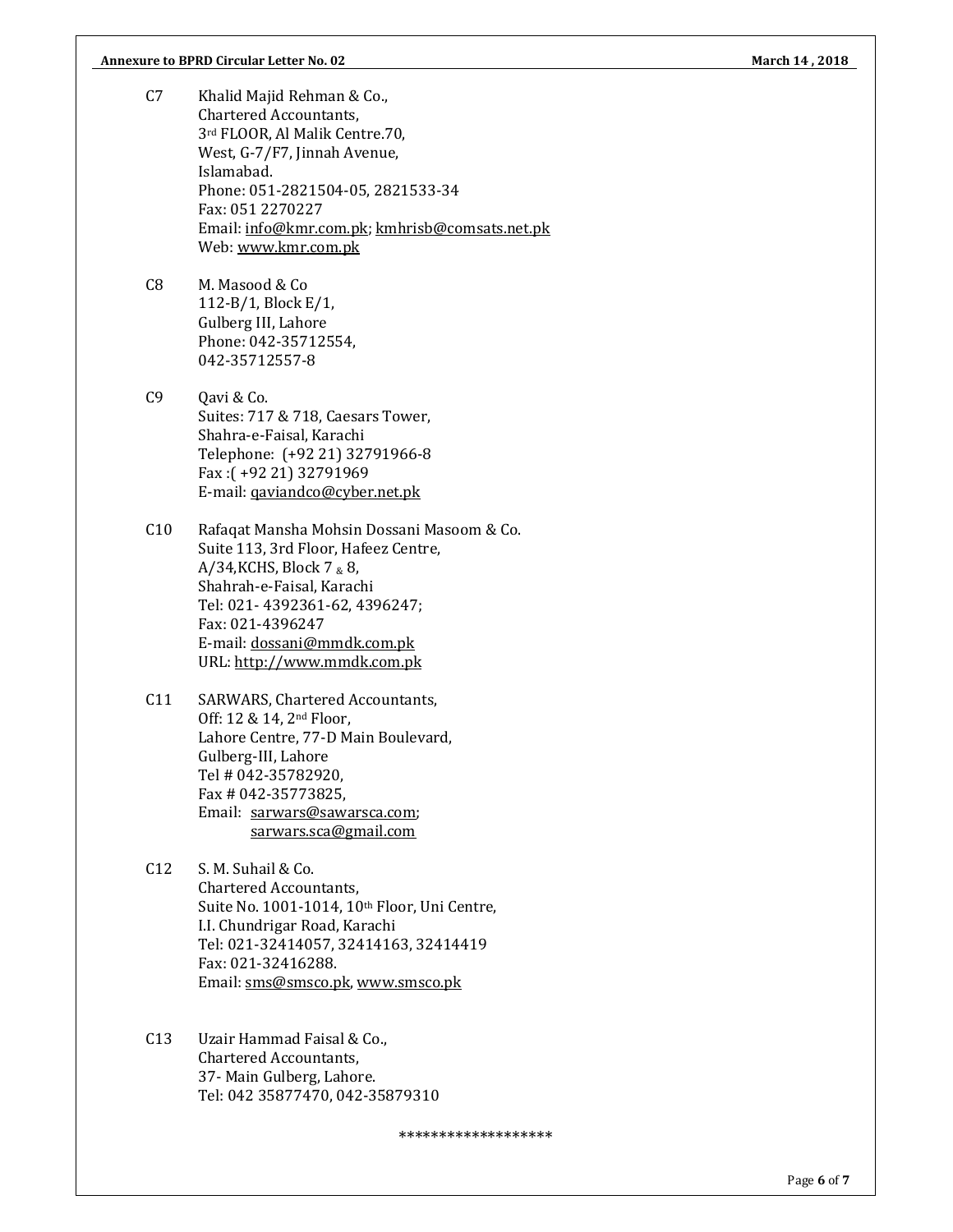C7 Khalid Majid Rehman & Co.,
Chartered Accountants,
3rd FLOOR, Al Malik Centre.70,
West, G-7/F7, Jinnah Avenue,
Islamabad.
Phone: 051-2821504-05, 2821533-34
Fax: 051 2270227
Email: info@kmr.com.pk; kmhrisb@comsats.net.pk
Web: www.kmr.com.pk

C8 M. Masood & Co
112-B/1, Block E/1,
Gulberg III, Lahore
Phone: 042-35712554,
042-35712557-8

C9 Qavi & Co.
Suites: 717 & 718, Caesars Tower,
Shahra-e-Faisal, Karachi
Telephone: (+92 21) 32791966-8
Fax :( +92 21) 32791969
E-mail: qaviandco@cyber.net.pk

C10 Rafaqat Mansha Mohsin Dossani Masoom & Co.
Suite 113, 3rd Floor, Hafeez Centre,
A/34,KCHS, Block 7 & 8,
Shahrah-e-Faisal, Karachi
Tel: 021- 4392361-62, 4396247;
Fax: 021-4396247
E-mail: dossani@mmdk.com.pk
URL: http://www.mmdk.com.pk

C11 SARWARS, Chartered Accountants,
Off: 12 & 14, 2nd Floor,
Lahore Centre, 77-D Main Boulevard,
Gulberg-III, Lahore
Tel # 042-35782920,
Fax # 042-35773825,
Email: sarwars@sawarsca.com;
sarwars.sca@gmail.com

C12 S. M. Suhail & Co.
Chartered Accountants,
Suite No. 1001-1014, 10th Floor, Uni Centre,
I.I. Chundrigar Road, Karachi
Tel: 021-32414057, 32414163, 32414419
Fax: 021-32416288.
Email: sms@smsco.pk, www.smsco.pk

C13 Uzair Hammad Faisal & Co.,
Chartered Accountants,
37- Main Gulberg, Lahore.
Tel: 042 35877470, 042-35879310

*******************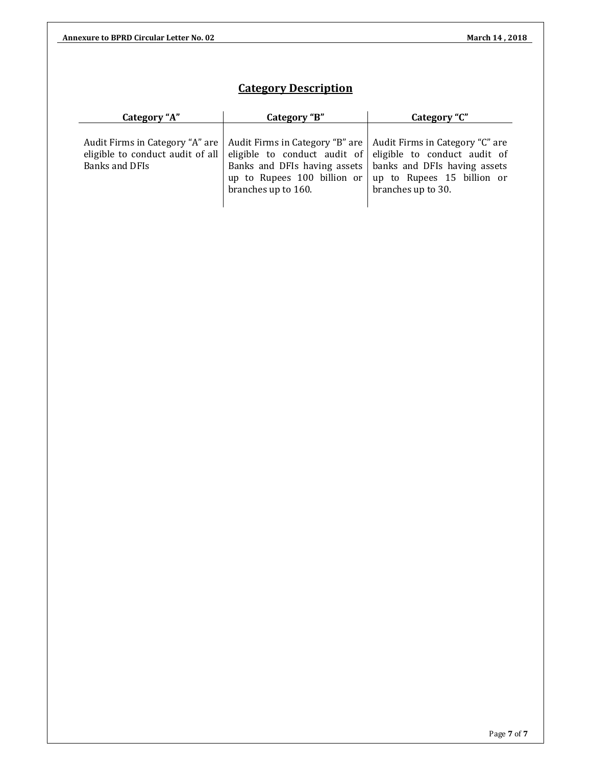## Category Description

| Category "A" | Category "B" | Category "C" |
|---|---|---|
| Audit Firms in Category "A" are eligible to conduct audit of all Banks and DFIs | Audit Firms in Category "B" are eligible to conduct audit of Banks and DFIs having assets up to Rupees 100 billion or branches up to 160. | Audit Firms in Category "C" are eligible to conduct audit of banks and DFIs having assets up to Rupees 15 billion or branches up to 30. |